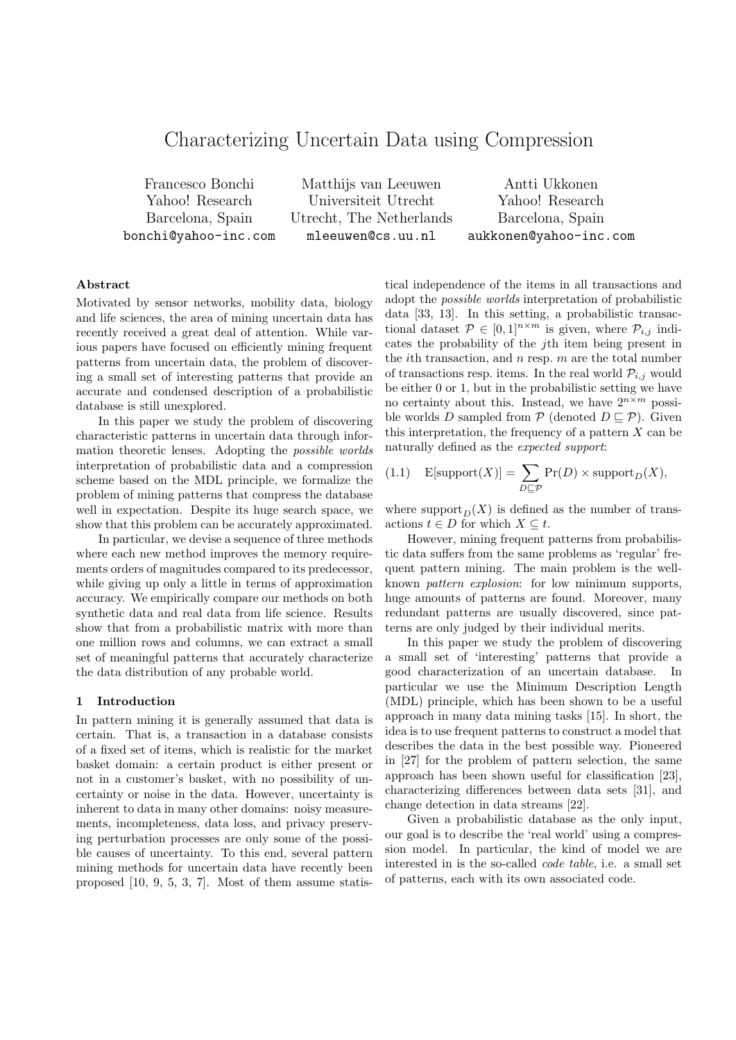# Characterizing Uncertain Data using Compression

Francesco Bonchi
Yahoo! Research
Barcelona, Spain
bonchi@yahoo-inc.com

Matthijs van Leeuwen
Universiteit Utrecht
Utrecht, The Netherlands
mleeuwen@cs.uu.nl

Antti Ukkonen
Yahoo! Research
Barcelona, Spain
aukkonen@yahoo-inc.com

### Abstract

Motivated by sensor networks, mobility data, biology and life sciences, the area of mining uncertain data has recently received a great deal of attention. While various papers have focused on efficiently mining frequent patterns from uncertain data, the problem of discovering a small set of interesting patterns that provide an accurate and condensed description of a probabilistic database is still unexplored.

In this paper we study the problem of discovering characteristic patterns in uncertain data through information theoretic lenses. Adopting the *possible worlds* interpretation of probabilistic data and a compression scheme based on the MDL principle, we formalize the problem of mining patterns that compress the database well in expectation. Despite its huge search space, we show that this problem can be accurately approximated.

In particular, we devise a sequence of three methods where each new method improves the memory requirements orders of magnitudes compared to its predecessor, while giving up only a little in terms of approximation accuracy. We empirically compare our methods on both synthetic data and real data from life science. Results show that from a probabilistic matrix with more than one million rows and columns, we can extract a small set of meaningful patterns that accurately characterize the data distribution of any probable world.

## 1 Introduction

In pattern mining it is generally assumed that data is certain. That is, a transaction in a database consists of a fixed set of items, which is realistic for the market basket domain: a certain product is either present or not in a customer's basket, with no possibility of uncertainty or noise in the data. However, uncertainty is inherent to data in many other domains: noisy measurements, incompleteness, data loss, and privacy preserving perturbation processes are only some of the possible causes of uncertainty. To this end, several pattern mining methods for uncertain data have recently been proposed [10, 9, 5, 3, 7]. Most of them assume statistical independence of the items in all transactions and adopt the *possible worlds* interpretation of probabilistic data [33, 13]. In this setting, a probabilistic transactional dataset $\mathcal{P} \in [0,1]^{n \times m}$ is given, where $\mathcal{P}_{i,j}$ indicates the probability of the $j$th item being present in the $i$th transaction, and $n$ resp. $m$ are the total number of transactions resp. items. In the real world $\mathcal{P}_{i,j}$ would be either 0 or 1, but in the probabilistic setting we have no certainty about this. Instead, we have $2^{n \times m}$ possible worlds $D$ sampled from $\mathcal{P}$ (denoted $D \sqsubseteq \mathcal{P}$). Given this interpretation, the frequency of a pattern $X$ can be naturally defined as the *expected support*:

$$\text{(1.1)} \quad \text{E}[\text{support}(X)] = \sum_{D \sqsubseteq \mathcal{P}} \Pr(D) \times \text{support}_D(X),$$

where $\text{support}_D(X)$ is defined as the number of transactions $t \in D$ for which $X \subseteq t$.

However, mining frequent patterns from probabilistic data suffers from the same problems as 'regular' frequent pattern mining. The main problem is the well-known *pattern explosion*: for low minimum supports, huge amounts of patterns are found. Moreover, many redundant patterns are usually discovered, since patterns are only judged by their individual merits.

In this paper we study the problem of discovering a small set of 'interesting' patterns that provide a good characterization of an uncertain database. In particular we use the Minimum Description Length (MDL) principle, which has been shown to be a useful approach in many data mining tasks [15]. In short, the idea is to use frequent patterns to construct a model that describes the data in the best possible way. Pioneered in [27] for the problem of pattern selection, the same approach has been shown useful for classification [23], characterizing differences between data sets [31], and change detection in data streams [22].

Given a probabilistic database as the only input, our goal is to describe the 'real world' using a compression model. In particular, the kind of model we are interested in is the so-called *code table*, i.e. a small set of patterns, each with its own associated code.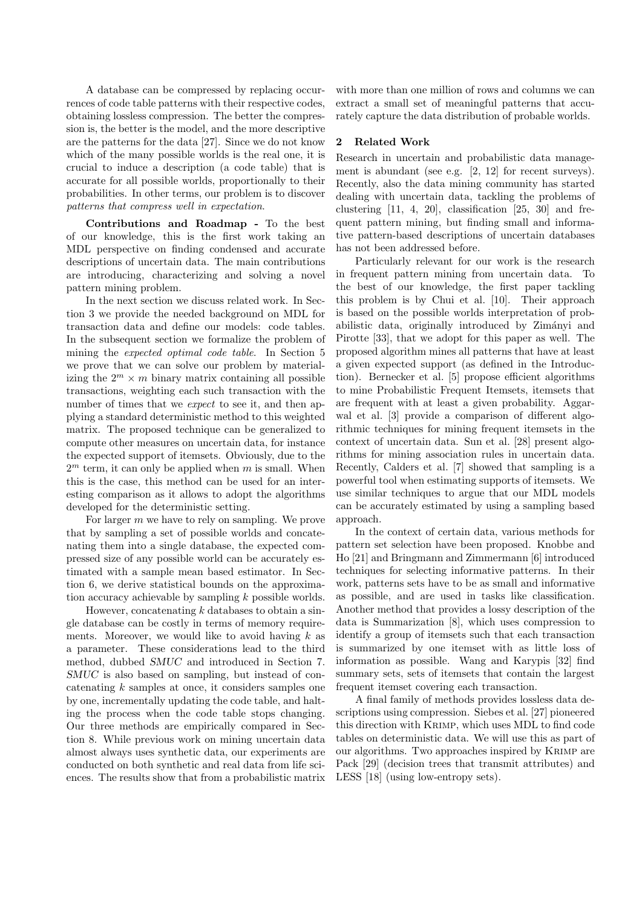A database can be compressed by replacing occurrences of code table patterns with their respective codes, obtaining lossless compression. The better the compression is, the better is the model, and the more descriptive are the patterns for the data [27]. Since we do not know which of the many possible worlds is the real one, it is crucial to induce a description (a code table) that is accurate for all possible worlds, proportionally to their probabilities. In other terms, our problem is to discover *patterns that compress well in expectation*.

**Contributions and Roadmap -** To the best of our knowledge, this is the first work taking an MDL perspective on finding condensed and accurate descriptions of uncertain data. The main contributions are introducing, characterizing and solving a novel pattern mining problem.

In the next section we discuss related work. In Section 3 we provide the needed background on MDL for transaction data and define our models: code tables. In the subsequent section we formalize the problem of mining the *expected optimal code table*. In Section 5 we prove that we can solve our problem by materializing the $2^m \times m$ binary matrix containing all possible transactions, weighting each such transaction with the number of times that we *expect* to see it, and then applying a standard deterministic method to this weighted matrix. The proposed technique can be generalized to compute other measures on uncertain data, for instance the expected support of itemsets. Obviously, due to the $2^m$ term, it can only be applied when $m$ is small. When this is the case, this method can be used for an interesting comparison as it allows to adopt the algorithms developed for the deterministic setting.

For larger $m$ we have to rely on sampling. We prove that by sampling a set of possible worlds and concatenating them into a single database, the expected compressed size of any possible world can be accurately estimated with a sample mean based estimator. In Section 6, we derive statistical bounds on the approximation accuracy achievable by sampling $k$ possible worlds.

However, concatenating $k$ databases to obtain a single database can be costly in terms of memory requirements. Moreover, we would like to avoid having $k$ as a parameter. These considerations lead to the third method, dubbed *SMUC* and introduced in Section 7. *SMUC* is also based on sampling, but instead of concatenating $k$ samples at once, it considers samples one by one, incrementally updating the code table, and halting the process when the code table stops changing. Our three methods are empirically compared in Section 8. While previous work on mining uncertain data almost always uses synthetic data, our experiments are conducted on both synthetic and real data from life sciences. The results show that from a probabilistic matrix with more than one million of rows and columns we can extract a small set of meaningful patterns that accurately capture the data distribution of probable worlds.

## 2 Related Work

Research in uncertain and probabilistic data management is abundant (see e.g. [2, 12] for recent surveys). Recently, also the data mining community has started dealing with uncertain data, tackling the problems of clustering [11, 4, 20], classification [25, 30] and frequent pattern mining, but finding small and informative pattern-based descriptions of uncertain databases has not been addressed before.

Particularly relevant for our work is the research in frequent pattern mining from uncertain data. To the best of our knowledge, the first paper tackling this problem is by Chui et al. [10]. Their approach is based on the possible worlds interpretation of probabilistic data, originally introduced by Zimányi and Pirotte [33], that we adopt for this paper as well. The proposed algorithm mines all patterns that have at least a given expected support (as defined in the Introduction). Bernecker et al. [5] propose efficient algorithms to mine Probabilistic Frequent Itemsets, itemsets that are frequent with at least a given probability. Aggarwal et al. [3] provide a comparison of different algorithmic techniques for mining frequent itemsets in the context of uncertain data. Sun et al. [28] present algorithms for mining association rules in uncertain data. Recently, Calders et al. [7] showed that sampling is a powerful tool when estimating supports of itemsets. We use similar techniques to argue that our MDL models can be accurately estimated by using a sampling based approach.

In the context of certain data, various methods for pattern set selection have been proposed. Knobbe and Ho [21] and Bringmann and Zimmermann [6] introduced techniques for selecting informative patterns. In their work, patterns sets have to be as small and informative as possible, and are used in tasks like classification. Another method that provides a lossy description of the data is Summarization [8], which uses compression to identify a group of itemsets such that each transaction is summarized by one itemset with as little loss of information as possible. Wang and Karypis [32] find summary sets, sets of itemsets that contain the largest frequent itemset covering each transaction.

A final family of methods provides lossless data descriptions using compression. Siebes et al. [27] pioneered this direction with KRIMP, which uses MDL to find code tables on deterministic data. We will use this as part of our algorithms. Two approaches inspired by KRIMP are Pack [29] (decision trees that transmit attributes) and LESS [18] (using low-entropy sets).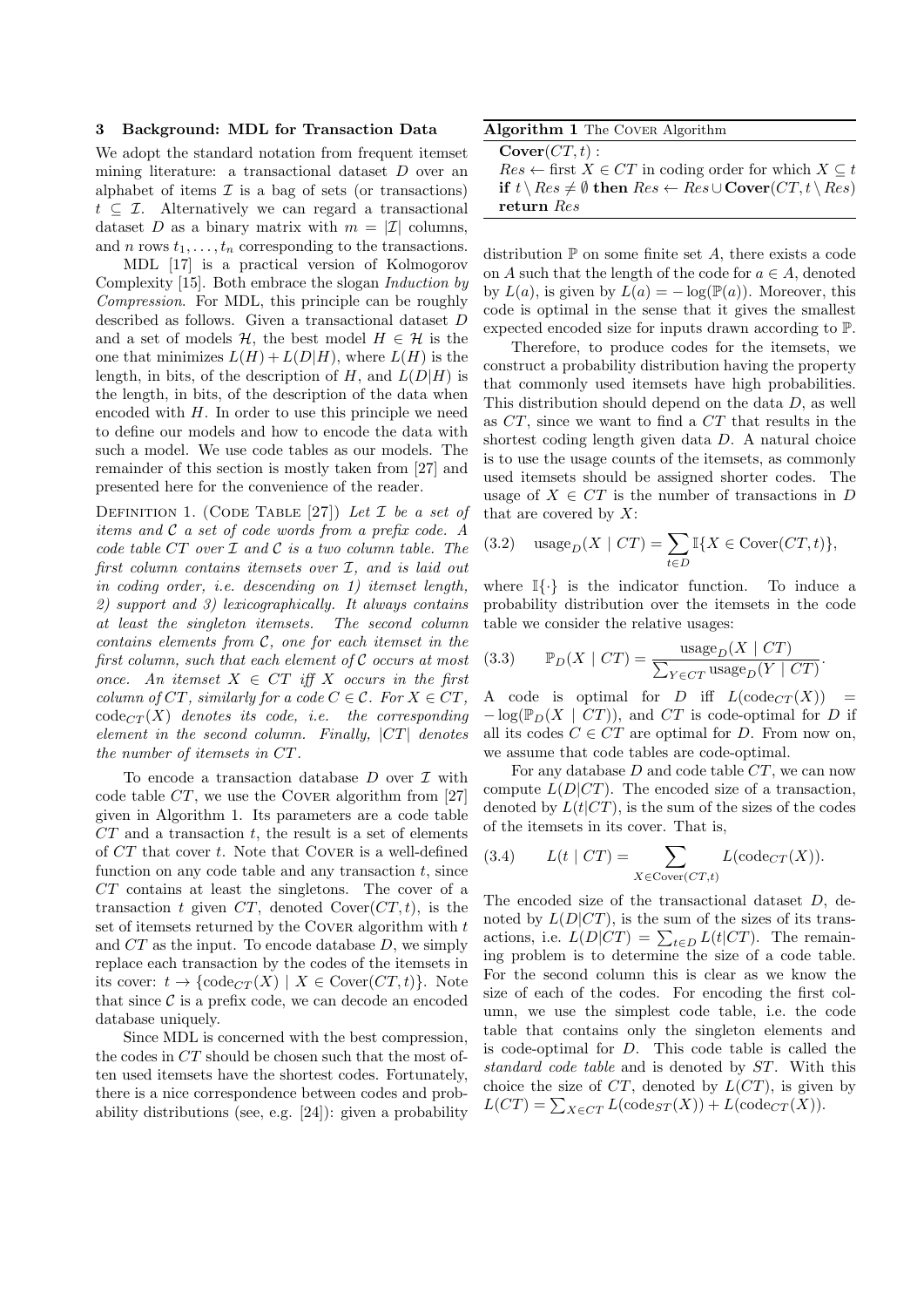## 3 Background: MDL for Transaction Data

We adopt the standard notation from frequent itemset mining literature: a transactional dataset $D$ over an alphabet of items $\mathcal{I}$ is a bag of sets (or transactions) $t \subseteq \mathcal{I}$. Alternatively we can regard a transactional dataset $D$ as a binary matrix with $m = |\mathcal{I}|$ columns, and $n$ rows $t_1, \ldots, t_n$ corresponding to the transactions.

MDL [17] is a practical version of Kolmogorov Complexity [15]. Both embrace the slogan *Induction by Compression*. For MDL, this principle can be roughly described as follows. Given a transactional dataset $D$ and a set of models $\mathcal{H}$, the best model $H \in \mathcal{H}$ is the one that minimizes $L(H) + L(D|H)$, where $L(H)$ is the length, in bits, of the description of $H$, and $L(D|H)$ is the length, in bits, of the description of the data when encoded with $H$. In order to use this principle we need to define our models and how to encode the data with such a model. We use code tables as our models. The remainder of this section is mostly taken from [27] and presented here for the convenience of the reader.

Definition 1. (Code Table [27]) *Let $\mathcal{I}$ be a set of items and $\mathcal{C}$ a set of code words from a prefix code. A code table $CT$ over $\mathcal{I}$ and $\mathcal{C}$ is a two column table. The first column contains itemsets over $\mathcal{I}$, and is laid out in coding order, i.e. descending on 1) itemset length, 2) support and 3) lexicographically. It always contains at least the singleton itemsets. The second column contains elements from $\mathcal{C}$, one for each itemset in the first column, such that each element of $\mathcal{C}$ occurs at most once. An itemset $X \in CT$ iff $X$ occurs in the first column of $CT$, similarly for a code $C \in \mathcal{C}$. For $X \in CT$, $\text{code}_{CT}(X)$ denotes its code, i.e. the corresponding element in the second column. Finally, $|CT|$ denotes the number of itemsets in $CT$.*

To encode a transaction database $D$ over $\mathcal{I}$ with code table $CT$, we use the Cover algorithm from [27] given in Algorithm 1. Its parameters are a code table $CT$ and a transaction $t$, the result is a set of elements of $CT$ that cover $t$. Note that Cover is a well-defined function on any code table and any transaction $t$, since $CT$ contains at least the singletons. The cover of a transaction $t$ given $CT$, denoted $\text{Cover}(CT, t)$, is the set of itemsets returned by the Cover algorithm with $t$ and $CT$ as the input. To encode database $D$, we simply replace each transaction by the codes of the itemsets in its cover: $t \rightarrow \{\text{code}_{CT}(X) \mid X \in \text{Cover}(CT, t)\}$. Note that since $\mathcal{C}$ is a prefix code, we can decode an encoded database uniquely.

Since MDL is concerned with the best compression, the codes in $CT$ should be chosen such that the most often used itemsets have the shortest codes. Fortunately, there is a nice correspondence between codes and probability distributions (see, e.g. [24]): given a probability distribution $\mathbb{P}$ on some finite set $A$, there exists a code on $A$ such that the length of the code for $a \in A$, denoted by $L(a)$, is given by $L(a) = -\log(\mathbb{P}(a))$. Moreover, this code is optimal in the sense that it gives the smallest expected encoded size for inputs drawn according to $\mathbb{P}$.

**Algorithm 1** The Cover Algorithm

```
Cover(CT, t) :
Res ← first X ∈ CT in coding order for which X ⊆ t
if t \ Res ≠ ∅ then Res ← Res ∪ Cover(CT, t \ Res)
return Res
```

Therefore, to produce codes for the itemsets, we construct a probability distribution having the property that commonly used itemsets have high probabilities. This distribution should depend on the data $D$, as well as $CT$, since we want to find a $CT$ that results in the shortest coding length given data $D$. A natural choice is to use the usage counts of the itemsets, as commonly used itemsets should be assigned shorter codes. The usage of $X \in CT$ is the number of transactions in $D$ that are covered by $X$:

$$\text{usage}_D(X \mid CT) = \sum_{t \in D} \mathbb{I}\{X \in \text{Cover}(CT, t)\}, \tag{3.2}$$

where $\mathbb{I}\{\cdot\}$ is the indicator function. To induce a probability distribution over the itemsets in the code table we consider the relative usages:

$$\mathbb{P}_D(X \mid CT) = \frac{\text{usage}_D(X \mid CT)}{\sum_{Y \in CT} \text{usage}_D(Y \mid CT)}. \tag{3.3}$$

A code is optimal for $D$ iff $L(\text{code}_{CT}(X)) = -\log(\mathbb{P}_D(X \mid CT))$, and $CT$ is code-optimal for $D$ if all its codes $C \in CT$ are optimal for $D$. From now on, we assume that code tables are code-optimal.

For any database $D$ and code table $CT$, we can now compute $L(D|CT)$. The encoded size of a transaction, denoted by $L(t|CT)$, is the sum of the sizes of the codes of the itemsets in its cover. That is,

$$L(t \mid CT) = \sum_{X \in \text{Cover}(CT,t)} L(\text{code}_{CT}(X)). \tag{3.4}$$

The encoded size of the transactional dataset $D$, denoted by $L(D|CT)$, is the sum of the sizes of its transactions, i.e. $L(D|CT) = \sum_{t \in D} L(t|CT)$. The remaining problem is to determine the size of a code table. For the second column this is clear as we know the size of each of the codes. For encoding the first column, we use the simplest code table, i.e. the code table that contains only the singleton elements and is code-optimal for $D$. This code table is called the *standard code table* and is denoted by $ST$. With this choice the size of $CT$, denoted by $L(CT)$, is given by $L(CT) = \sum_{X \in CT} L(\text{code}_{ST}(X)) + L(\text{code}_{CT}(X))$.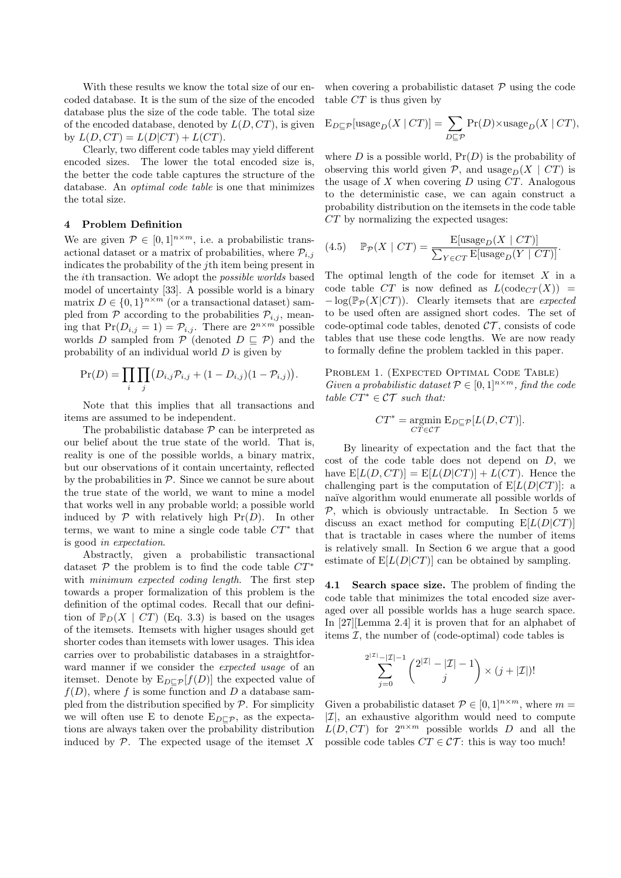With these results we know the total size of our encoded database. It is the sum of the size of the encoded database plus the size of the code table. The total size of the encoded database, denoted by $L(D, CT)$, is given by $L(D, CT) = L(D|CT) + L(CT)$.

Clearly, two different code tables may yield different encoded sizes. The lower the total encoded size is, the better the code table captures the structure of the database. An *optimal code table* is one that minimizes the total size.

## 4 Problem Definition

We are given $\mathcal{P} \in [0,1]^{n \times m}$, i.e. a probabilistic transactional dataset or a matrix of probabilities, where $\mathcal{P}_{i,j}$ indicates the probability of the $j$th item being present in the $i$th transaction. We adopt the *possible worlds* based model of uncertainty [33]. A possible world is a binary matrix $D \in \{0,1\}^{n \times m}$ (or a transactional dataset) sampled from $\mathcal{P}$ according to the probabilities $\mathcal{P}_{i,j}$, meaning that $\Pr(D_{i,j} = 1) = \mathcal{P}_{i,j}$. There are $2^{n \times m}$ possible worlds $D$ sampled from $\mathcal{P}$ (denoted $D \sqsubseteq \mathcal{P}$) and the probability of an individual world $D$ is given by

$$\Pr(D) = \prod_i \prod_j \big(D_{i,j}\mathcal{P}_{i,j} + (1 - D_{i,j})(1 - \mathcal{P}_{i,j})\big).$$

Note that this implies that all transactions and items are assumed to be independent.

The probabilistic database $\mathcal{P}$ can be interpreted as our belief about the true state of the world. That is, reality is one of the possible worlds, a binary matrix, but our observations of it contain uncertainty, reflected by the probabilities in $\mathcal{P}$. Since we cannot be sure about the true state of the world, we want to mine a model that works well in any probable world; a possible world induced by $\mathcal{P}$ with relatively high $\Pr(D)$. In other terms, we want to mine a single code table $CT^*$ that is good *in expectation*.

Abstractly, given a probabilistic transactional dataset $\mathcal{P}$ the problem is to find the code table $CT^*$ with *minimum expected coding length*. The first step towards a proper formalization of this problem is the definition of the optimal codes. Recall that our definition of $\mathbb{P}_D(X \mid CT)$ (Eq. 3.3) is based on the usages of the itemsets. Itemsets with higher usages should get shorter codes than itemsets with lower usages. This idea carries over to probabilistic databases in a straightforward manner if we consider the *expected usage* of an itemset. Denote by $\mathrm{E}_{D \sqsubseteq \mathcal{P}}[f(D)]$ the expected value of $f(D)$, where $f$ is some function and $D$ a database sampled from the distribution specified by $\mathcal{P}$. For simplicity we will often use E to denote $\mathrm{E}_{D \sqsubseteq \mathcal{P}}$, as the expectations are always taken over the probability distribution induced by $\mathcal{P}$. The expected usage of the itemset $X$ when covering a probabilistic dataset $\mathcal{P}$ using the code table $CT$ is thus given by

$$\mathrm{E}_{D \sqsubseteq \mathcal{P}}[\mathrm{usage}_D(X \mid CT)] = \sum_{D \sqsubseteq \mathcal{P}} \Pr(D) \times \mathrm{usage}_D(X \mid CT),$$

where $D$ is a possible world, $\Pr(D)$ is the probability of observing this world given $\mathcal{P}$, and $\mathrm{usage}_D(X \mid CT)$ is the usage of $X$ when covering $D$ using $CT$. Analogous to the deterministic case, we can again construct a probability distribution on the itemsets in the code table $CT$ by normalizing the expected usages:

$$(4.5) \quad \mathbb{P}_{\mathcal{P}}(X \mid CT) = \frac{\mathrm{E}[\mathrm{usage}_D(X \mid CT)]}{\sum_{Y \in CT} \mathrm{E}[\mathrm{usage}_D(Y \mid CT)]}.$$

The optimal length of the code for itemset $X$ in a code table $CT$ is now defined as $L(\mathrm{code}_{CT}(X)) = -\log(\mathbb{P}_{\mathcal{P}}(X|CT))$. Clearly itemsets that are *expected* to be used often are assigned short codes. The set of code-optimal code tables, denoted $\mathcal{CT}$, consists of code tables that use these code lengths. We are now ready to formally define the problem tackled in this paper.

Problem 1. (Expected Optimal Code Table) *Given a probabilistic dataset $\mathcal{P} \in [0,1]^{n \times m}$, find the code table $CT^* \in \mathcal{CT}$ such that:*

$$CT^* = \operatorname*{argmin}_{CT \in \mathcal{CT}} \mathrm{E}_{D \sqsubseteq \mathcal{P}}[L(D, CT)].$$

By linearity of expectation and the fact that the cost of the code table does not depend on $D$, we have $\mathrm{E}[L(D, CT)] = \mathrm{E}[L(D|CT)] + L(CT)$. Hence the challenging part is the computation of $\mathrm{E}[L(D|CT)]$: a naïve algorithm would enumerate all possible worlds of $\mathcal{P}$, which is obviously untractable. In Section 5 we discuss an exact method for computing $\mathrm{E}[L(D|CT)]$ that is tractable in cases where the number of items is relatively small. In Section 6 we argue that a good estimate of $\mathrm{E}[L(D|CT)]$ can be obtained by sampling.

### 4.1 Search space size.

The problem of finding the code table that minimizes the total encoded size averaged over all possible worlds has a huge search space. In [27][Lemma 2.4] it is proven that for an alphabet of items $\mathcal{I}$, the number of (code-optimal) code tables is

$$\sum_{j=0}^{2^{|\mathcal{I}|}-|\mathcal{I}|-1} \binom{2^{|\mathcal{I}|} - |\mathcal{I}| - 1}{j} \times (j + |\mathcal{I}|)!$$

Given a probabilistic dataset $\mathcal{P} \in [0,1]^{n \times m}$, where $m = |\mathcal{I}|$, an exhaustive algorithm would need to compute $L(D, CT)$ for $2^{n \times m}$ possible worlds $D$ and all the possible code tables $CT \in \mathcal{CT}$: this is way too much!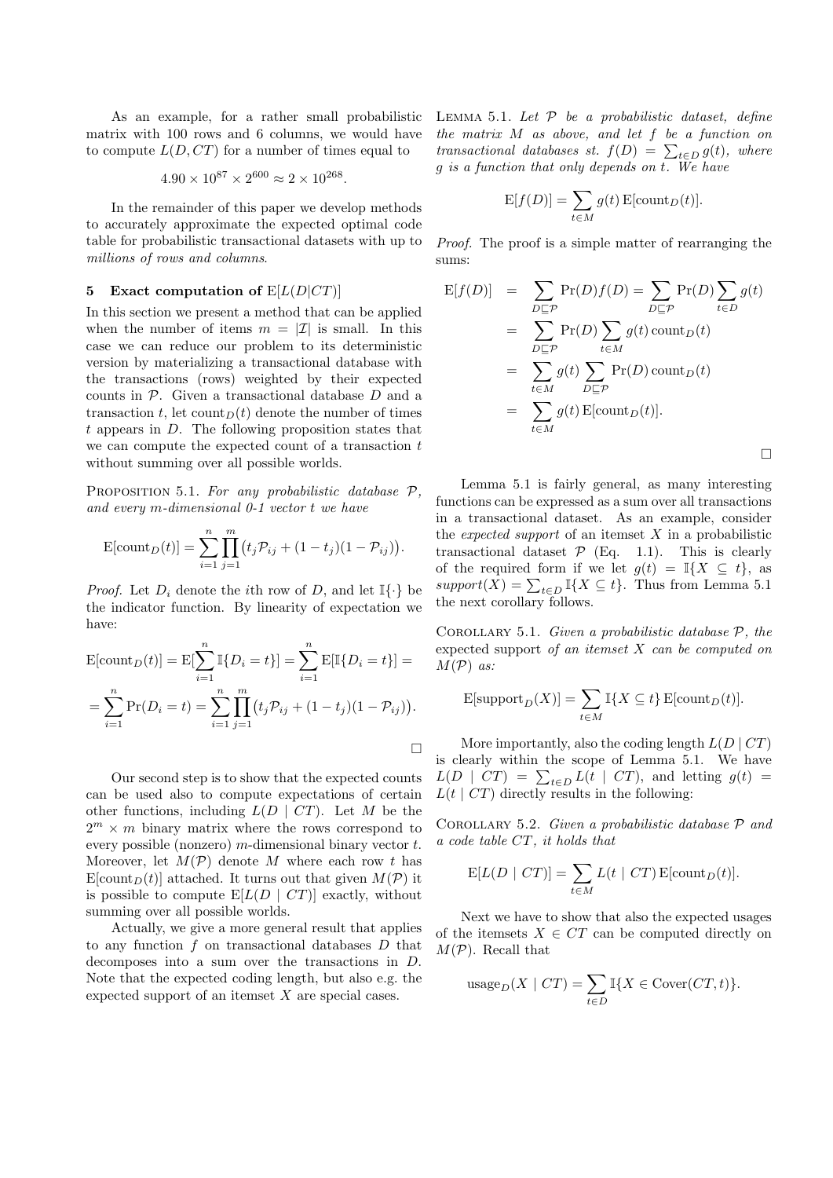As an example, for a rather small probabilistic matrix with 100 rows and 6 columns, we would have to compute $L(D, CT)$ for a number of times equal to

$$4.90 \times 10^{87} \times 2^{600} \approx 2 \times 10^{268}.$$

In the remainder of this paper we develop methods to accurately approximate the expected optimal code table for probabilistic transactional datasets with up to *millions of rows and columns*.

## 5 Exact computation of $\mathrm{E}[L(D|CT)]$

In this section we present a method that can be applied when the number of items $m = |\mathcal{I}|$ is small. In this case we can reduce our problem to its deterministic version by materializing a transactional database with the transactions (rows) weighted by their expected counts in $\mathcal{P}$. Given a transactional database $D$ and a transaction $t$, let $\mathrm{count}_D(t)$ denote the number of times $t$ appears in $D$. The following proposition states that we can compute the expected count of a transaction $t$ without summing over all possible worlds.

Proposition 5.1. *For any probabilistic database $\mathcal{P}$, and every $m$-dimensional 0-1 vector $t$ we have*

$$\mathrm{E}[\mathrm{count}_D(t)] = \sum_{i=1}^{n} \prod_{j=1}^{m} \big(t_j \mathcal{P}_{ij} + (1 - t_j)(1 - \mathcal{P}_{ij})\big).$$

*Proof.* Let $D_i$ denote the $i$th row of $D$, and let $\mathbb{I}\{\cdot\}$ be the indicator function. By linearity of expectation we have:

$$\mathrm{E}[\mathrm{count}_D(t)] = \mathrm{E}[\sum_{i=1}^{n} \mathbb{I}\{D_i = t\}] = \sum_{i=1}^{n} \mathrm{E}[\mathbb{I}\{D_i = t\}] =$$

$$= \sum_{i=1}^{n} \Pr(D_i = t) = \sum_{i=1}^{n} \prod_{j=1}^{m} \big(t_j \mathcal{P}_{ij} + (1 - t_j)(1 - \mathcal{P}_{ij})\big).$$

□

Our second step is to show that the expected counts can be used also to compute expectations of certain other functions, including $L(D \mid CT)$. Let $M$ be the $2^m \times m$ binary matrix where the rows correspond to every possible (nonzero) $m$-dimensional binary vector $t$. Moreover, let $M(\mathcal{P})$ denote $M$ where each row $t$ has $\mathrm{E}[\mathrm{count}_D(t)]$ attached. It turns out that given $M(\mathcal{P})$ it is possible to compute $\mathrm{E}[L(D \mid CT)]$ exactly, without summing over all possible worlds.

Actually, we give a more general result that applies to any function $f$ on transactional databases $D$ that decomposes into a sum over the transactions in $D$. Note that the expected coding length, but also e.g. the expected support of an itemset $X$ are special cases.

Lemma 5.1. *Let $\mathcal{P}$ be a probabilistic dataset, define the matrix $M$ as above, and let $f$ be a function on transactional databases st. $f(D) = \sum_{t \in D} g(t)$, where $g$ is a function that only depends on $t$. We have*

$$\mathrm{E}[f(D)] = \sum_{t \in M} g(t)\, \mathrm{E}[\mathrm{count}_D(t)].$$

*Proof.* The proof is a simple matter of rearranging the sums:

$$\begin{aligned}
\mathrm{E}[f(D)] &= \sum_{D \sqsubseteq \mathcal{P}} \Pr(D) f(D) = \sum_{D \sqsubseteq \mathcal{P}} \Pr(D) \sum_{t \in D} g(t) \\
&= \sum_{D \sqsubseteq \mathcal{P}} \Pr(D) \sum_{t \in M} g(t)\, \mathrm{count}_D(t) \\
&= \sum_{t \in M} g(t) \sum_{D \sqsubseteq \mathcal{P}} \Pr(D)\, \mathrm{count}_D(t) \\
&= \sum_{t \in M} g(t)\, \mathrm{E}[\mathrm{count}_D(t)].
\end{aligned}$$

□

Lemma 5.1 is fairly general, as many interesting functions can be expressed as a sum over all transactions in a transactional dataset. As an example, consider the *expected support* of an itemset $X$ in a probabilistic transactional dataset $\mathcal{P}$ (Eq. 1.1). This is clearly of the required form if we let $g(t) = \mathbb{I}\{X \subseteq t\}$, as $support(X) = \sum_{t \in D} \mathbb{I}\{X \subseteq t\}$. Thus from Lemma 5.1 the next corollary follows.

Corollary 5.1. *Given a probabilistic database $\mathcal{P}$, the* expected support *of an itemset $X$ can be computed on $M(\mathcal{P})$ as:*

$$\mathrm{E}[\mathrm{support}_D(X)] = \sum_{t \in M} \mathbb{I}\{X \subseteq t\}\, \mathrm{E}[\mathrm{count}_D(t)].$$

More importantly, also the coding length $L(D \mid CT)$ is clearly within the scope of Lemma 5.1. We have $L(D \mid CT) = \sum_{t \in D} L(t \mid CT)$, and letting $g(t) = L(t \mid CT)$ directly results in the following:

Corollary 5.2. *Given a probabilistic database $\mathcal{P}$ and a code table $CT$, it holds that*

$$\mathrm{E}[L(D \mid CT)] = \sum_{t \in M} L(t \mid CT)\, \mathrm{E}[\mathrm{count}_D(t)].$$

Next we have to show that also the expected usages of the itemsets $X \in CT$ can be computed directly on $M(\mathcal{P})$. Recall that

$$\mathrm{usage}_D(X \mid CT) = \sum_{t \in D} \mathbb{I}\{X \in \mathrm{Cover}(CT, t)\}.$$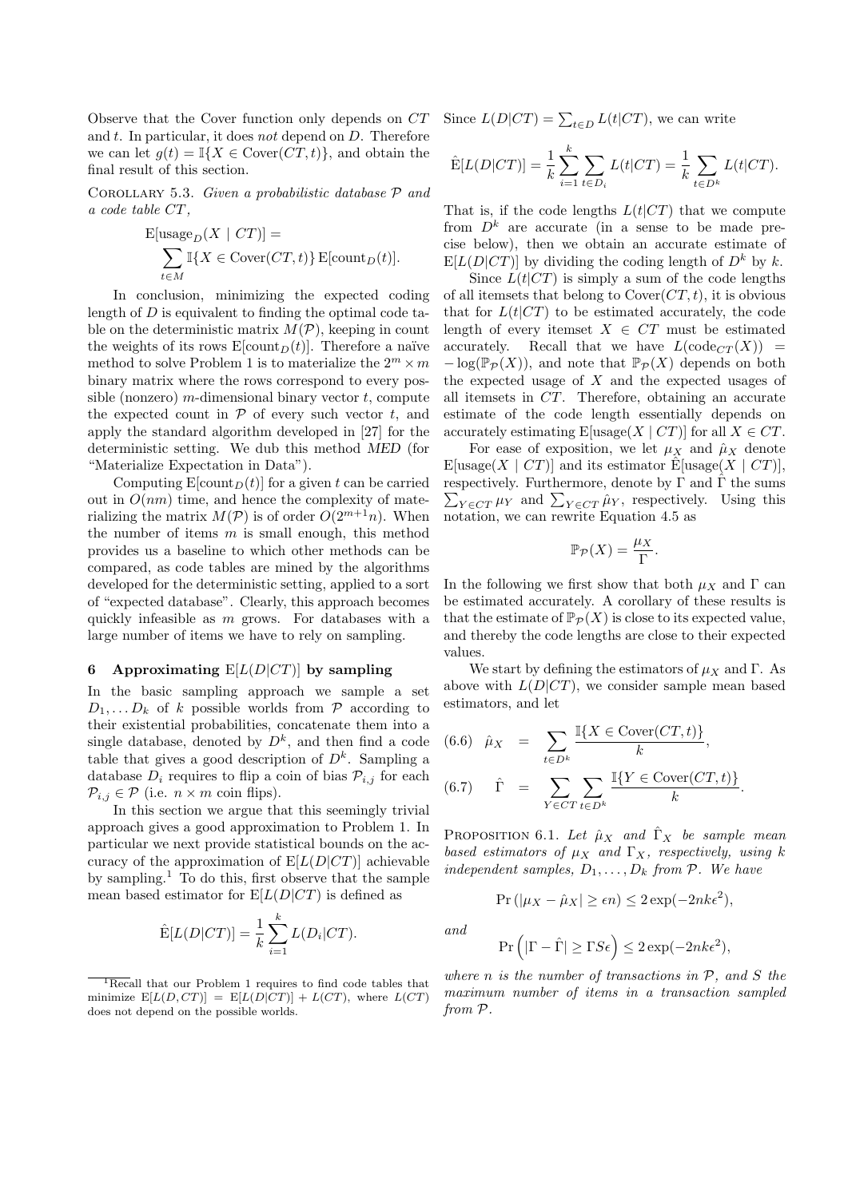Observe that the Cover function only depends on $CT$ and $t$. In particular, it does *not* depend on $D$. Therefore we can let $g(t) = \mathbb{I}\{X \in \text{Cover}(CT, t)\}$, and obtain the final result of this section.

COROLLARY 5.3. *Given a probabilistic database $\mathcal{P}$ and a code table $CT$,*

$$\mathrm{E}[\text{usage}_D(X \mid CT)] = \sum_{t \in M} \mathbb{I}\{X \in \text{Cover}(CT, t)\} \, \mathrm{E}[\text{count}_D(t)].$$

In conclusion, minimizing the expected coding length of $D$ is equivalent to finding the optimal code table on the deterministic matrix $M(\mathcal{P})$, keeping in count the weights of its rows $\mathrm{E}[\text{count}_D(t)]$. Therefore a naïve method to solve Problem 1 is to materialize the $2^m \times m$ binary matrix where the rows correspond to every possible (nonzero) $m$-dimensional binary vector $t$, compute the expected count in $\mathcal{P}$ of every such vector $t$, and apply the standard algorithm developed in [27] for the deterministic setting. We dub this method *MED* (for "Materialize Expectation in Data").

Computing $\mathrm{E}[\text{count}_D(t)]$ for a given $t$ can be carried out in $O(nm)$ time, and hence the complexity of materializing the matrix $M(\mathcal{P})$ is of order $O(2^{m+1}n)$. When the number of items $m$ is small enough, this method provides us a baseline to which other methods can be compared, as code tables are mined by the algorithms developed for the deterministic setting, applied to a sort of "expected database". Clearly, this approach becomes quickly infeasible as $m$ grows. For databases with a large number of items we have to rely on sampling.

## 6 Approximating $\mathrm{E}[L(D|CT)]$ by sampling

In the basic sampling approach we sample a set $D_1, \ldots D_k$ of $k$ possible worlds from $\mathcal{P}$ according to their existential probabilities, concatenate them into a single database, denoted by $D^k$, and then find a code table that gives a good description of $D^k$. Sampling a database $D_i$ requires to flip a coin of bias $\mathcal{P}_{i,j}$ for each $\mathcal{P}_{i,j} \in \mathcal{P}$ (i.e. $n \times m$ coin flips).

In this section we argue that this seemingly trivial approach gives a good approximation to Problem 1. In particular we next provide statistical bounds on the accuracy of the approximation of $\mathrm{E}[L(D|CT)]$ achievable by sampling.[1] To do this, first observe that the sample mean based estimator for $\mathrm{E}[L(D|CT)]$ is defined as

$$\hat{\mathrm{E}}[L(D|CT)] = \frac{1}{k} \sum_{i=1}^{k} L(D_i|CT).$$

Since $L(D|CT) = \sum_{t \in D} L(t|CT)$, we can write

$$\hat{\mathrm{E}}[L(D|CT)] = \frac{1}{k} \sum_{i=1}^{k} \sum_{t \in D_i} L(t|CT) = \frac{1}{k} \sum_{t \in D^k} L(t|CT).$$

That is, if the code lengths $L(t|CT)$ that we compute from $D^k$ are accurate (in a sense to be made precise below), then we obtain an accurate estimate of $\mathrm{E}[L(D|CT)]$ by dividing the coding length of $D^k$ by $k$.

Since $L(t|CT)$ is simply a sum of the code lengths of all itemsets that belong to $\text{Cover}(CT, t)$, it is obvious that for $L(t|CT)$ to be estimated accurately, the code length of every itemset $X \in CT$ must be estimated accurately. Recall that we have $L(\text{code}_{CT}(X)) = -\log(\mathbb{P}_{\mathcal{P}}(X))$, and note that $\mathbb{P}_{\mathcal{P}}(X)$ depends on both the expected usage of $X$ and the expected usages of all itemsets in $CT$. Therefore, obtaining an accurate estimate of the code length essentially depends on accurately estimating $\mathrm{E}[\text{usage}(X \mid CT)]$ for all $X \in CT$.

For ease of exposition, we let $\mu_X$ and $\hat{\mu}_X$ denote $\mathrm{E}[\text{usage}(X \mid CT)]$ and its estimator $\hat{\mathrm{E}}[\text{usage}(X \mid CT)]$, respectively. Furthermore, denote by $\Gamma$ and $\hat{\Gamma}$ the sums $\sum_{Y \in CT} \mu_Y$ and $\sum_{Y \in CT} \hat{\mu}_Y$, respectively. Using this notation, we can rewrite Equation 4.5 as

$$\mathbb{P}_{\mathcal{P}}(X) = \frac{\mu_X}{\Gamma}.$$

In the following we first show that both $\mu_X$ and $\Gamma$ can be estimated accurately. A corollary of these results is that the estimate of $\mathbb{P}_{\mathcal{P}}(X)$ is close to its expected value, and thereby the code lengths are close to their expected values.

We start by defining the estimators of $\mu_X$ and $\Gamma$. As above with $L(D|CT)$, we consider sample mean based estimators, and let

$$\hat{\mu}_X = \sum_{t \in D^k} \frac{\mathbb{I}\{X \in \text{Cover}(CT, t)\}}{k}, \tag{6.6}$$

$$\hat{\Gamma} = \sum_{Y \in CT} \sum_{t \in D^k} \frac{\mathbb{I}\{Y \in \text{Cover}(CT, t)\}}{k}. \tag{6.7}$$

PROPOSITION 6.1. *Let $\hat{\mu}_X$ and $\hat{\Gamma}_X$ be sample mean based estimators of $\mu_X$ and $\Gamma_X$, respectively, using $k$ independent samples, $D_1, \ldots, D_k$ from $\mathcal{P}$. We have*

$$\Pr\left(|\mu_X - \hat{\mu}_X| \geq \epsilon n\right) \leq 2\exp(-2nk\epsilon^2),$$

*and*

$$\Pr\left(|\Gamma - \hat{\Gamma}| \geq \Gamma S \epsilon\right) \leq 2\exp(-2nk\epsilon^2),$$

*where $n$ is the number of transactions in $\mathcal{P}$, and $S$ the maximum number of items in a transaction sampled from $\mathcal{P}$.*

---

[1] Recall that our Problem 1 requires to find code tables that minimize $\mathrm{E}[L(D, CT)] = \mathrm{E}[L(D|CT)] + L(CT)$, where $L(CT)$ does not depend on the possible worlds.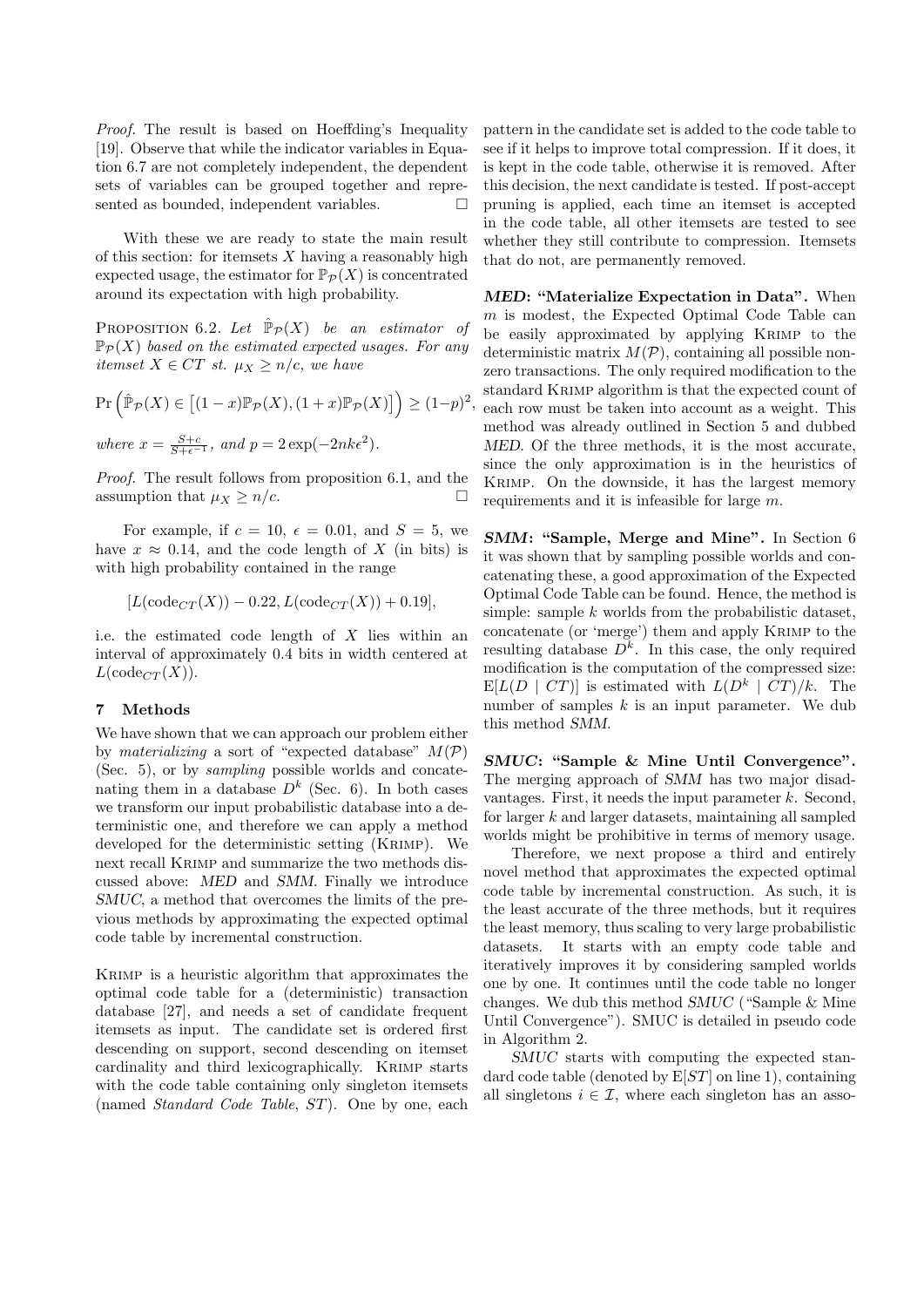*Proof.* The result is based on Hoeffding's Inequality [19]. Observe that while the indicator variables in Equation 6.7 are not completely independent, the dependent sets of variables can be grouped together and represented as bounded, independent variables. □

With these we are ready to state the main result of this section: for itemsets $X$ having a reasonably high expected usage, the estimator for $\mathbb{P}_{\mathcal{P}}(X)$ is concentrated around its expectation with high probability.

PROPOSITION 6.2. *Let $\hat{\mathbb{P}}_{\mathcal{P}}(X)$ be an estimator of $\mathbb{P}_{\mathcal{P}}(X)$ based on the estimated expected usages. For any itemset $X \in CT$ st. $\mu_X \geq n/c$, we have*

$$\Pr\left(\hat{\mathbb{P}}_{\mathcal{P}}(X) \in \left[(1-x)\mathbb{P}_{\mathcal{P}}(X), (1+x)\mathbb{P}_{\mathcal{P}}(X)\right]\right) \geq (1-p)^2,$$

*where $x = \frac{S+c}{S+\epsilon^{-1}}$, and $p = 2\exp(-2nk\epsilon^2)$.*

*Proof.* The result follows from proposition 6.1, and the assumption that $\mu_X \geq n/c$. □

For example, if $c = 10$, $\epsilon = 0.01$, and $S = 5$, we have $x \approx 0.14$, and the code length of $X$ (in bits) is with high probability contained in the range

$$[L(\text{code}_{CT}(X)) - 0.22, L(\text{code}_{CT}(X)) + 0.19],$$

i.e. the estimated code length of $X$ lies within an interval of approximately 0.4 bits in width centered at $L(\text{code}_{CT}(X))$.

## 7 Methods

We have shown that we can approach our problem either by *materializing* a sort of "expected database" $M(\mathcal{P})$ (Sec. 5), or by *sampling* possible worlds and concatenating them in a database $D^k$ (Sec. 6). In both cases we transform our input probabilistic database into a deterministic one, and therefore we can apply a method developed for the deterministic setting (KRIMP). We next recall KRIMP and summarize the two methods discussed above: *MED* and *SMM*. Finally we introduce *SMUC*, a method that overcomes the limits of the previous methods by approximating the expected optimal code table by incremental construction.

KRIMP is a heuristic algorithm that approximates the optimal code table for a (deterministic) transaction database [27], and needs a set of candidate frequent itemsets as input. The candidate set is ordered first descending on support, second descending on itemset cardinality and third lexicographically. KRIMP starts with the code table containing only singleton itemsets (named *Standard Code Table*, *ST*). One by one, each pattern in the candidate set is added to the code table to see if it helps to improve total compression. If it does, it is kept in the code table, otherwise it is removed. After this decision, the next candidate is tested. If post-accept pruning is applied, each time an itemset is accepted in the code table, all other itemsets are tested to see whether they still contribute to compression. Itemsets that do not, are permanently removed.

***MED*: "Materialize Expectation in Data".** When $m$ is modest, the Expected Optimal Code Table can be easily approximated by applying KRIMP to the deterministic matrix $M(\mathcal{P})$, containing all possible nonzero transactions. The only required modification to the standard KRIMP algorithm is that the expected count of each row must be taken into account as a weight. This method was already outlined in Section 5 and dubbed *MED*. Of the three methods, it is the most accurate, since the only approximation is in the heuristics of KRIMP. On the downside, it has the largest memory requirements and it is infeasible for large $m$.

***SMM*: "Sample, Merge and Mine".** In Section 6 it was shown that by sampling possible worlds and concatenating these, a good approximation of the Expected Optimal Code Table can be found. Hence, the method is simple: sample $k$ worlds from the probabilistic dataset, concatenate (or 'merge') them and apply KRIMP to the resulting database $D^k$. In this case, the only required modification is the computation of the compressed size: $\mathrm{E}[L(D \mid CT)]$ is estimated with $L(D^k \mid CT)/k$. The number of samples $k$ is an input parameter. We dub this method *SMM*.

***SMUC*: "Sample & Mine Until Convergence".** The merging approach of *SMM* has two major disadvantages. First, it needs the input parameter $k$. Second, for larger $k$ and larger datasets, maintaining all sampled worlds might be prohibitive in terms of memory usage.

Therefore, we next propose a third and entirely novel method that approximates the expected optimal code table by incremental construction. As such, it is the least accurate of the three methods, but it requires the least memory, thus scaling to very large probabilistic datasets. It starts with an empty code table and iteratively improves it by considering sampled worlds one by one. It continues until the code table no longer changes. We dub this method *SMUC* ("Sample & Mine Until Convergence"). SMUC is detailed in pseudo code in Algorithm 2.

*SMUC* starts with computing the expected standard code table (denoted by $\mathrm{E}[ST]$ on line 1), containing all singletons $i \in \mathcal{I}$, where each singleton has an asso-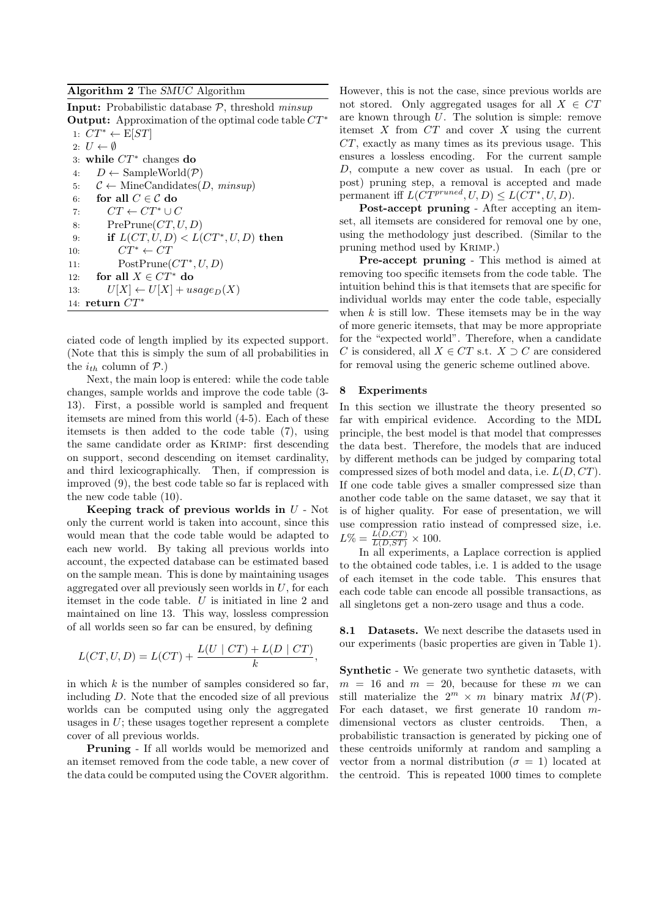**Algorithm 2** The *SMUC* Algorithm

**Input:** Probabilistic database $\mathcal{P}$, threshold *minsup*
**Output:** Approximation of the optimal code table $CT^*$

```
1: CT* ← E[ST]
2: U ← ∅
3: while CT* changes do
4:    D ← SampleWorld(P)
5:    C ← MineCandidates(D, minsup)
6:    for all C ∈ C do
7:       CT ← CT* ∪ C
8:       PrePrune(CT, U, D)
9:       if L(CT, U, D) < L(CT*, U, D) then
10:         CT* ← CT
11:         PostPrune(CT*, U, D)
12:   for all X ∈ CT* do
13:      U[X] ← U[X] + usage_D(X)
14: return CT*
```

ciated code of length implied by its expected support. (Note that this is simply the sum of all probabilities in the $i_{th}$ column of $\mathcal{P}$.)

Next, the main loop is entered: while the code table changes, sample worlds and improve the code table (3-13). First, a possible world is sampled and frequent itemsets are mined from this world (4-5). Each of these itemsets is then added to the code table (7), using the same candidate order as Krimp: first descending on support, second descending on itemset cardinality, and third lexicographically. Then, if compression is improved (9), the best code table so far is replaced with the new code table (10).

**Keeping track of previous worlds in** $U$ - Not only the current world is taken into account, since this would mean that the code table would be adapted to each new world. By taking all previous worlds into account, the expected database can be estimated based on the sample mean. This is done by maintaining usages aggregated over all previously seen worlds in $U$, for each itemset in the code table. $U$ is initiated in line 2 and maintained on line 13. This way, lossless compression of all worlds seen so far can be ensured, by defining

$$L(CT, U, D) = L(CT) + \frac{L(U \mid CT) + L(D \mid CT)}{k},$$

in which $k$ is the number of samples considered so far, including $D$. Note that the encoded size of all previous worlds can be computed using only the aggregated usages in $U$; these usages together represent a complete cover of all previous worlds.

**Pruning** - If all worlds would be memorized and an itemset removed from the code table, a new cover of the data could be computed using the Cover algorithm. However, this is not the case, since previous worlds are not stored. Only aggregated usages for all $X \in CT$ are known through $U$. The solution is simple: remove itemset $X$ from $CT$ and cover $X$ using the current $CT$, exactly as many times as its previous usage. This ensures a lossless encoding. For the current sample $D$, compute a new cover as usual. In each (pre or post) pruning step, a removal is accepted and made permanent iff $L(CT^{pruned}, U, D) \leq L(CT^*, U, D)$.

**Post-accept pruning** - After accepting an itemset, all itemsets are considered for removal one by one, using the methodology just described. (Similar to the pruning method used by Krimp.)

**Pre-accept pruning** - This method is aimed at removing too specific itemsets from the code table. The intuition behind this is that itemsets that are specific for individual worlds may enter the code table, especially when $k$ is still low. These itemsets may be in the way of more generic itemsets, that may be more appropriate for the "expected world". Therefore, when a candidate $C$ is considered, all $X \in CT$ s.t. $X \supset C$ are considered for removal using the generic scheme outlined above.

## 8 Experiments

In this section we illustrate the theory presented so far with empirical evidence. According to the MDL principle, the best model is that model that compresses the data best. Therefore, the models that are induced by different methods can be judged by comparing total compressed sizes of both model and data, i.e. $L(D, CT)$. If one code table gives a smaller compressed size than another code table on the same dataset, we say that it is of higher quality. For ease of presentation, we will use compression ratio instead of compressed size, i.e. $L\% = \frac{L(D,CT)}{L(D,ST)} \times 100$.

In all experiments, a Laplace correction is applied to the obtained code tables, i.e. 1 is added to the usage of each itemset in the code table. This ensures that each code table can encode all possible transactions, as all singletons get a non-zero usage and thus a code.

**8.1 Datasets.** We next describe the datasets used in our experiments (basic properties are given in Table 1).

**Synthetic** - We generate two synthetic datasets, with $m = 16$ and $m = 20$, because for these $m$ we can still materialize the $2^m \times m$ binary matrix $M(\mathcal{P})$. For each dataset, we first generate 10 random $m$-dimensional vectors as cluster centroids. Then, a probabilistic transaction is generated by picking one of these centroids uniformly at random and sampling a vector from a normal distribution ($\sigma = 1$) located at the centroid. This is repeated 1000 times to complete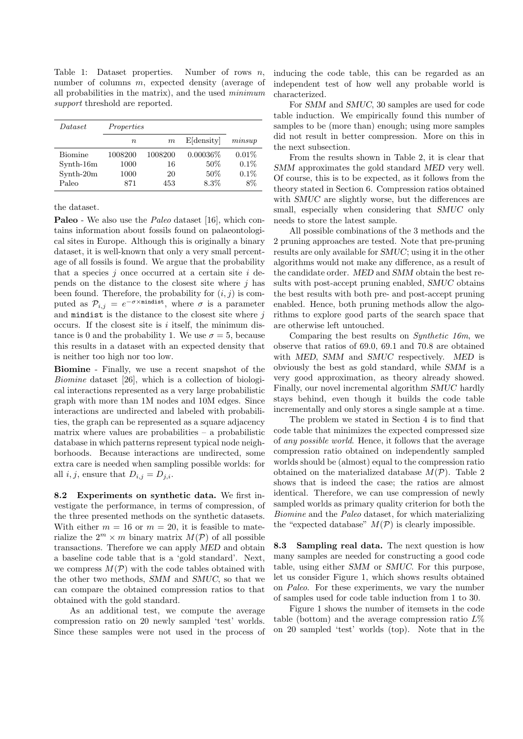Table 1: Dataset properties. Number of rows $n$, number of columns $m$, expected density (average of all probabilities in the matrix), and the used *minimum support* threshold are reported.

| *Dataset* | *Properties* | | | |
|---|---|---|---|---|
| | $n$ | $m$ | E[density] | *minsup* |
| Biomine | 1008200 | 1008200 | 0.00036% | 0.01% |
| Synth-16m | 1000 | 16 | 50% | 0.1% |
| Synth-20m | 1000 | 20 | 50% | 0.1% |
| Paleo | 871 | 453 | 8.3% | 8% |

the dataset.

**Paleo** - We also use the *Paleo* dataset [16], which contains information about fossils found on palaeontological sites in Europe. Although this is originally a binary dataset, it is well-known that only a very small percentage of all fossils is found. We argue that the probability that a species $j$ once occurred at a certain site $i$ depends on the distance to the closest site where $j$ has been found. Therefore, the probability for $(i, j)$ is computed as $\mathcal{P}_{i,j} = e^{-\sigma \times \texttt{mindist}}$, where $\sigma$ is a parameter and `mindist` is the distance to the closest site where $j$ occurs. If the closest site is $i$ itself, the minimum distance is 0 and the probability 1. We use $\sigma = 5$, because this results in a dataset with an expected density that is neither too high nor too low.

**Biomine** - Finally, we use a recent snapshot of the *Biomine* dataset [26], which is a collection of biological interactions represented as a very large probabilistic graph with more than 1M nodes and 10M edges. Since interactions are undirected and labeled with probabilities, the graph can be represented as a square adjacency matrix where values are probabilities – a probabilistic database in which patterns represent typical node neighborhoods. Because interactions are undirected, some extra care is needed when sampling possible worlds: for all $i, j$, ensure that $D_{i,j} = D_{j,i}$.

**8.2 Experiments on synthetic data.** We first investigate the performance, in terms of compression, of the three presented methods on the synthetic datasets. With either $m = 16$ or $m = 20$, it is feasible to materialize the $2^m \times m$ binary matrix $M(\mathcal{P})$ of all possible transactions. Therefore we can apply *MED* and obtain a baseline code table that is a 'gold standard'. Next, we compress $M(\mathcal{P})$ with the code tables obtained with the other two methods, *SMM* and *SMUC*, so that we can compare the obtained compression ratios to that obtained with the gold standard.

As an additional test, we compute the average compression ratio on 20 newly sampled 'test' worlds. Since these samples were not used in the process of inducing the code table, this can be regarded as an independent test of how well any probable world is characterized.

For *SMM* and *SMUC*, 30 samples are used for code table induction. We empirically found this number of samples to be (more than) enough; using more samples did not result in better compression. More on this in the next subsection.

From the results shown in Table 2, it is clear that *SMM* approximates the gold standard *MED* very well. Of course, this is to be expected, as it follows from the theory stated in Section 6. Compression ratios obtained with *SMUC* are slightly worse, but the differences are small, especially when considering that *SMUC* only needs to store the latest sample.

All possible combinations of the 3 methods and the 2 pruning approaches are tested. Note that pre-pruning results are only available for *SMUC*; using it in the other algorithms would not make any difference, as a result of the candidate order. *MED* and *SMM* obtain the best results with post-accept pruning enabled, *SMUC* obtains the best results with both pre- and post-accept pruning enabled. Hence, both pruning methods allow the algorithms to explore good parts of the search space that are otherwise left untouched.

Comparing the best results on *Synthetic 16m*, we observe that ratios of 69.0, 69.1 and 70.8 are obtained with *MED*, *SMM* and *SMUC* respectively. *MED* is obviously the best as gold standard, while *SMM* is a very good approximation, as theory already showed. Finally, our novel incremental algorithm *SMUC* hardly stays behind, even though it builds the code table incrementally and only stores a single sample at a time.

The problem we stated in Section 4 is to find that code table that minimizes the expected compressed size of *any possible world*. Hence, it follows that the average compression ratio obtained on independently sampled worlds should be (almost) equal to the compression ratio obtained on the materialized database $M(\mathcal{P})$. Table 2 shows that is indeed the case; the ratios are almost identical. Therefore, we can use compression of newly sampled worlds as primary quality criterion for both the *Biomine* and the *Paleo* dataset, for which materializing the "expected database" $M(\mathcal{P})$ is clearly impossible.

**8.3 Sampling real data.** The next question is how many samples are needed for constructing a good code table, using either *SMM* or *SMUC*. For this purpose, let us consider Figure 1, which shows results obtained on *Paleo*. For these experiments, we vary the number of samples used for code table induction from 1 to 30.

Figure 1 shows the number of itemsets in the code table (bottom) and the average compression ratio $L\%$ on 20 sampled 'test' worlds (top). Note that in the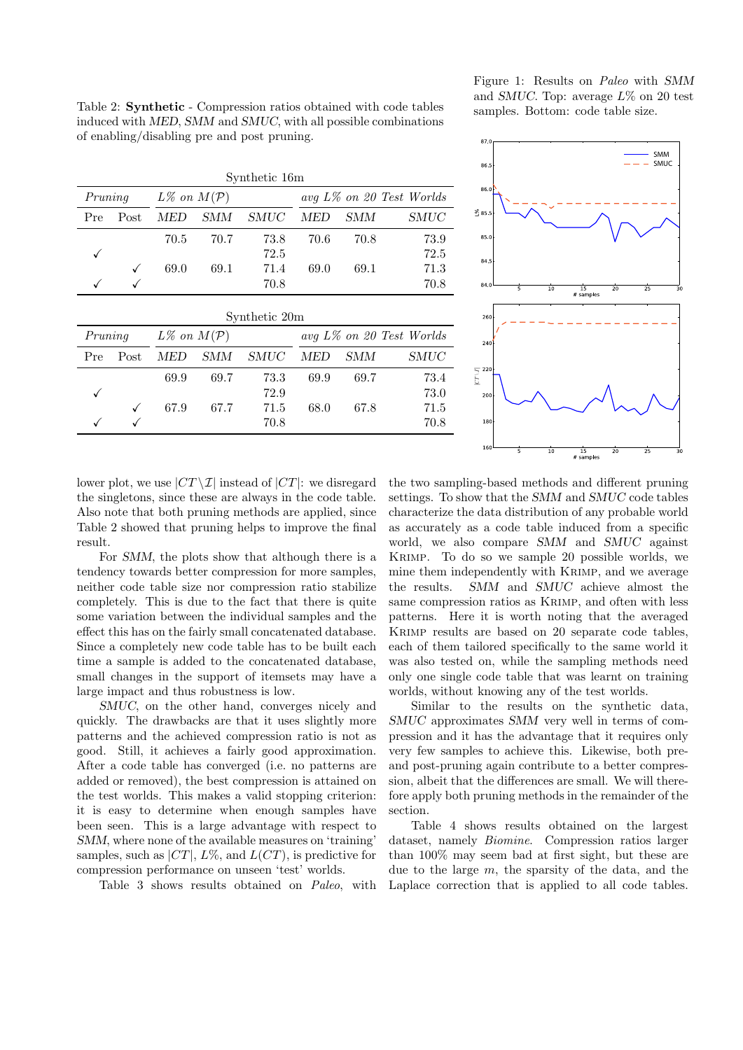Table 2: **Synthetic** - Compression ratios obtained with code tables induced with *MED*, *SMM* and *SMUC*, with all possible combinations of enabling/disabling pre and post pruning.

Synthetic 16m

| *Pruning* | | *L% on M(P)* | | | *avg L% on 20 Test Worlds* | | |
|---|---|---|---|---|---|---|---|
| Pre | Post | *MED* | *SMM* | *SMUC* | *MED* | *SMM* | *SMUC* |
| | | 70.5 | 70.7 | 73.8 | 70.6 | 70.8 | 73.9 |
| ✓ | | | | 72.5 | | | 72.5 |
| | ✓ | 69.0 | 69.1 | 71.4 | 69.0 | 69.1 | 71.3 |
| ✓ | ✓ | | | 70.8 | | | 70.8 |

Synthetic 20m

| *Pruning* | | *L% on M(P)* | | | *avg L% on 20 Test Worlds* | | |
|---|---|---|---|---|---|---|---|
| Pre | Post | *MED* | *SMM* | *SMUC* | *MED* | *SMM* | *SMUC* |
| | | 69.9 | 69.7 | 73.3 | 69.9 | 69.7 | 73.4 |
| ✓ | | | | 72.9 | | | 73.0 |
| | ✓ | 67.9 | 67.7 | 71.5 | 68.0 | 67.8 | 71.5 |
| ✓ | ✓ | | | 70.8 | | | 70.8 |

Figure 1: Results on *Paleo* with *SMM* and *SMUC*. Top: average $L\%$ on 20 test samples. Bottom: code table size.

lower plot, we use $|CT \setminus \mathcal{I}|$ instead of $|CT|$: we disregard the singletons, since these are always in the code table. Also note that both pruning methods are applied, since Table 2 showed that pruning helps to improve the final result.

For *SMM*, the plots show that although there is a tendency towards better compression for more samples, neither code table size nor compression ratio stabilize completely. This is due to the fact that there is quite some variation between the individual samples and the effect this has on the fairly small concatenated database. Since a completely new code table has to be built each time a sample is added to the concatenated database, small changes in the support of itemsets may have a large impact and thus robustness is low.

*SMUC*, on the other hand, converges nicely and quickly. The drawbacks are that it uses slightly more patterns and the achieved compression ratio is not as good. Still, it achieves a fairly good approximation. After a code table has converged (i.e. no patterns are added or removed), the best compression is attained on the test worlds. This makes a valid stopping criterion: it is easy to determine when enough samples have been seen. This is a large advantage with respect to *SMM*, where none of the available measures on 'training' samples, such as $|CT|$, $L\%$, and $L(CT)$, is predictive for compression performance on unseen 'test' worlds.

Table 3 shows results obtained on *Paleo*, with the two sampling-based methods and different pruning settings. To show that the *SMM* and *SMUC* code tables characterize the data distribution of any probable world as accurately as a code table induced from a specific world, we also compare *SMM* and *SMUC* against Krimp. To do so we sample 20 possible worlds, we mine them independently with Krimp, and we average the results. *SMM* and *SMUC* achieve almost the same compression ratios as Krimp, and often with less patterns. Here it is worth noting that the averaged Krimp results are based on 20 separate code tables, each of them tailored specifically to the same world it was also tested on, while the sampling methods need only one single code table that was learnt on training worlds, without knowing any of the test worlds.

Similar to the results on the synthetic data, *SMUC* approximates *SMM* very well in terms of compression and it has the advantage that it requires only very few samples to achieve this. Likewise, both pre- and post-pruning again contribute to a better compression, albeit that the differences are small. We will therefore apply both pruning methods in the remainder of the section.

Table 4 shows results obtained on the largest dataset, namely *Biomine*. Compression ratios larger than 100% may seem bad at first sight, but these are due to the large $m$, the sparsity of the data, and the Laplace correction that is applied to all code tables.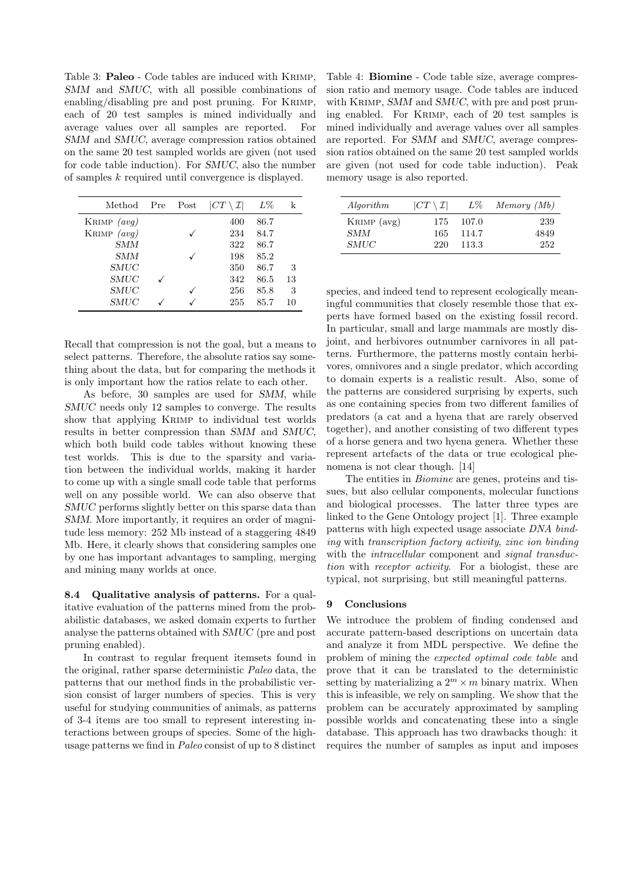Table 3: **Paleo** - Code tables are induced with KRIMP, *SMM* and *SMUC*, with all possible combinations of enabling/disabling pre and post pruning. For KRIMP, each of 20 test samples is mined individually and average values over all samples are reported. For *SMM* and *SMUC*, average compression ratios obtained on the same 20 test sampled worlds are given (not used for code table induction). For *SMUC*, also the number of samples $k$ required until convergence is displayed.

| Method | Pre | Post | $\|CT \setminus \mathcal{I}\|$ | $L\%$ | k |
|---|---|---|---|---|---|
| KRIMP *(avg)* | | | 400 | 86.7 | |
| KRIMP *(avg)* | | ✓ | 234 | 84.7 | |
| *SMM* | | | 322 | 86.7 | |
| *SMM* | | ✓ | 198 | 85.2 | |
| *SMUC* | | | 350 | 86.7 | 3 |
| *SMUC* | ✓ | | 342 | 86.5 | 13 |
| *SMUC* | | ✓ | 256 | 85.8 | 3 |
| *SMUC* | ✓ | ✓ | 255 | 85.7 | 10 |

Recall that compression is not the goal, but a means to select patterns. Therefore, the absolute ratios say something about the data, but for comparing the methods it is only important how the ratios relate to each other.

As before, 30 samples are used for *SMM*, while *SMUC* needs only 12 samples to converge. The results show that applying KRIMP to individual test worlds results in better compression than *SMM* and *SMUC*, which both build code tables without knowing these test worlds. This is due to the sparsity and variation between the individual worlds, making it harder to come up with a single small code table that performs well on any possible world. We can also observe that *SMUC* performs slightly better on this sparse data than *SMM*. More importantly, it requires an order of magnitude less memory: 252 Mb instead of a staggering 4849 Mb. Here, it clearly shows that considering samples one by one has important advantages to sampling, merging and mining many worlds at once.

**8.4 Qualitative analysis of patterns.** For a qualitative evaluation of the patterns mined from the probabilistic databases, we asked domain experts to further analyse the patterns obtained with *SMUC* (pre and post pruning enabled).

In contrast to regular frequent itemsets found in the original, rather sparse deterministic *Paleo* data, the patterns that our method finds in the probabilistic version consist of larger numbers of species. This is very useful for studying communities of animals, as patterns of 3-4 items are too small to represent interesting interactions between groups of species. Some of the high-usage patterns we find in *Paleo* consist of up to 8 distinct species, and indeed tend to represent ecologically meaningful communities that closely resemble those that experts have formed based on the existing fossil record. In particular, small and large mammals are mostly disjoint, and herbivores outnumber carnivores in all patterns. Furthermore, the patterns mostly contain herbivores, omnivores and a single predator, which according to domain experts is a realistic result. Also, some of the patterns are considered surprising by experts, such as one containing species from two different families of predators (a cat and a hyena that are rarely observed together), and another consisting of two different types of a horse genera and two hyena genera. Whether these represent artefacts of the data or true ecological phenomena is not clear though. [14]

Table 4: **Biomine** - Code table size, average compression ratio and memory usage. Code tables are induced with KRIMP, *SMM* and *SMUC*, with pre and post pruning enabled. For KRIMP, each of 20 test samples is mined individually and average values over all samples are reported. For *SMM* and *SMUC*, average compression ratios obtained on the same 20 test sampled worlds are given (not used for code table induction). Peak memory usage is also reported.

| *Algorithm* | $\|CT \setminus \mathcal{I}\|$ | $L\%$ | *Memory (Mb)* |
|---|---|---|---|
| KRIMP (avg) | 175 | 107.0 | 239 |
| *SMM* | 165 | 114.7 | 4849 |
| *SMUC* | 220 | 113.3 | 252 |

The entities in *Biomine* are genes, proteins and tissues, but also cellular components, molecular functions and biological processes. The latter three types are linked to the Gene Ontology project [1]. Three example patterns with high expected usage associate *DNA binding* with *transcription factory activity*, *zinc ion binding* with the *intracellular* component and *signal transduction* with *receptor activity*. For a biologist, these are typical, not surprising, but still meaningful patterns.

## 9 Conclusions

We introduce the problem of finding condensed and accurate pattern-based descriptions on uncertain data and analyze it from MDL perspective. We define the problem of mining the *expected optimal code table* and prove that it can be translated to the deterministic setting by materializing a $2^m \times m$ binary matrix. When this is infeasible, we rely on sampling. We show that the problem can be accurately approximated by sampling possible worlds and concatenating these into a single database. This approach has two drawbacks though: it requires the number of samples as input and imposes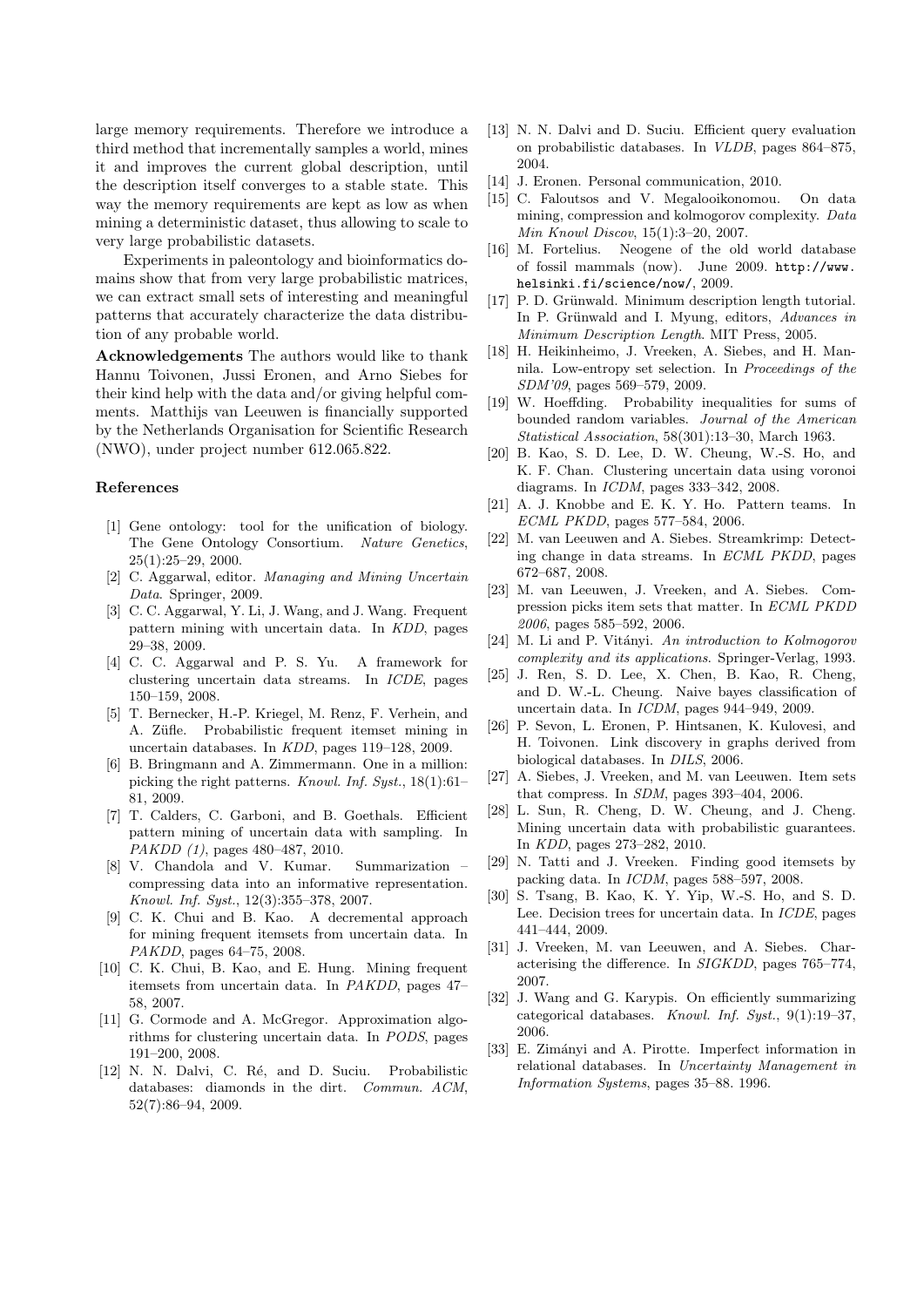large memory requirements. Therefore we introduce a third method that incrementally samples a world, mines it and improves the current global description, until the description itself converges to a stable state. This way the memory requirements are kept as low as when mining a deterministic dataset, thus allowing to scale to very large probabilistic datasets.

Experiments in paleontology and bioinformatics domains show that from very large probabilistic matrices, we can extract small sets of interesting and meaningful patterns that accurately characterize the data distribution of any probable world.

**Acknowledgements** The authors would like to thank Hannu Toivonen, Jussi Eronen, and Arno Siebes for their kind help with the data and/or giving helpful comments. Matthijs van Leeuwen is financially supported by the Netherlands Organisation for Scientific Research (NWO), under project number 612.065.822.

### References

[1] Gene ontology: tool for the unification of biology. The Gene Ontology Consortium. *Nature Genetics*, 25(1):25–29, 2000.

[2] C. Aggarwal, editor. *Managing and Mining Uncertain Data*. Springer, 2009.

[3] C. C. Aggarwal, Y. Li, J. Wang, and J. Wang. Frequent pattern mining with uncertain data. In *KDD*, pages 29–38, 2009.

[4] C. C. Aggarwal and P. S. Yu. A framework for clustering uncertain data streams. In *ICDE*, pages 150–159, 2008.

[5] T. Bernecker, H.-P. Kriegel, M. Renz, F. Verhein, and A. Züfle. Probabilistic frequent itemset mining in uncertain databases. In *KDD*, pages 119–128, 2009.

[6] B. Bringmann and A. Zimmermann. One in a million: picking the right patterns. *Knowl. Inf. Syst.*, 18(1):61–81, 2009.

[7] T. Calders, C. Garboni, and B. Goethals. Efficient pattern mining of uncertain data with sampling. In *PAKDD (1)*, pages 480–487, 2010.

[8] V. Chandola and V. Kumar. Summarization – compressing data into an informative representation. *Knowl. Inf. Syst.*, 12(3):355–378, 2007.

[9] C. K. Chui and B. Kao. A decremental approach for mining frequent itemsets from uncertain data. In *PAKDD*, pages 64–75, 2008.

[10] C. K. Chui, B. Kao, and E. Hung. Mining frequent itemsets from uncertain data. In *PAKDD*, pages 47–58, 2007.

[11] G. Cormode and A. McGregor. Approximation algorithms for clustering uncertain data. In *PODS*, pages 191–200, 2008.

[12] N. N. Dalvi, C. Ré, and D. Suciu. Probabilistic databases: diamonds in the dirt. *Commun. ACM*, 52(7):86–94, 2009.

[13] N. N. Dalvi and D. Suciu. Efficient query evaluation on probabilistic databases. In *VLDB*, pages 864–875, 2004.

[14] J. Eronen. Personal communication, 2010.

[15] C. Faloutsos and V. Megalooikonomou. On data mining, compression and kolmogorov complexity. *Data Min Knowl Discov*, 15(1):3–20, 2007.

[16] M. Fortelius. Neogene of the old world database of fossil mammals (now). June 2009. http://www.helsinki.fi/science/now/, 2009.

[17] P. D. Grünwald. Minimum description length tutorial. In P. Grünwald and I. Myung, editors, *Advances in Minimum Description Length*. MIT Press, 2005.

[18] H. Heikinheimo, J. Vreeken, A. Siebes, and H. Mannila. Low-entropy set selection. In *Proceedings of the SDM'09*, pages 569–579, 2009.

[19] W. Hoeffding. Probability inequalities for sums of bounded random variables. *Journal of the American Statistical Association*, 58(301):13–30, March 1963.

[20] B. Kao, S. D. Lee, D. W. Cheung, W.-S. Ho, and K. F. Chan. Clustering uncertain data using voronoi diagrams. In *ICDM*, pages 333–342, 2008.

[21] A. J. Knobbe and E. K. Y. Ho. Pattern teams. In *ECML PKDD*, pages 577–584, 2006.

[22] M. van Leeuwen and A. Siebes. Streamkrimp: Detecting change in data streams. In *ECML PKDD*, pages 672–687, 2008.

[23] M. van Leeuwen, J. Vreeken, and A. Siebes. Compression picks item sets that matter. In *ECML PKDD 2006*, pages 585–592, 2006.

[24] M. Li and P. Vitányi. *An introduction to Kolmogorov complexity and its applications*. Springer-Verlag, 1993.

[25] J. Ren, S. D. Lee, X. Chen, B. Kao, R. Cheng, and D. W.-L. Cheung. Naive bayes classification of uncertain data. In *ICDM*, pages 944–949, 2009.

[26] P. Sevon, L. Eronen, P. Hintsanen, K. Kulovesi, and H. Toivonen. Link discovery in graphs derived from biological databases. In *DILS*, 2006.

[27] A. Siebes, J. Vreeken, and M. van Leeuwen. Item sets that compress. In *SDM*, pages 393–404, 2006.

[28] L. Sun, R. Cheng, D. W. Cheung, and J. Cheng. Mining uncertain data with probabilistic guarantees. In *KDD*, pages 273–282, 2010.

[29] N. Tatti and J. Vreeken. Finding good itemsets by packing data. In *ICDM*, pages 588–597, 2008.

[30] S. Tsang, B. Kao, K. Y. Yip, W.-S. Ho, and S. D. Lee. Decision trees for uncertain data. In *ICDE*, pages 441–444, 2009.

[31] J. Vreeken, M. van Leeuwen, and A. Siebes. Characterising the difference. In *SIGKDD*, pages 765–774, 2007.

[32] J. Wang and G. Karypis. On efficiently summarizing categorical databases. *Knowl. Inf. Syst.*, 9(1):19–37, 2006.

[33] E. Zimányi and A. Pirotte. Imperfect information in relational databases. In *Uncertainty Management in Information Systems*, pages 35–88. 1996.